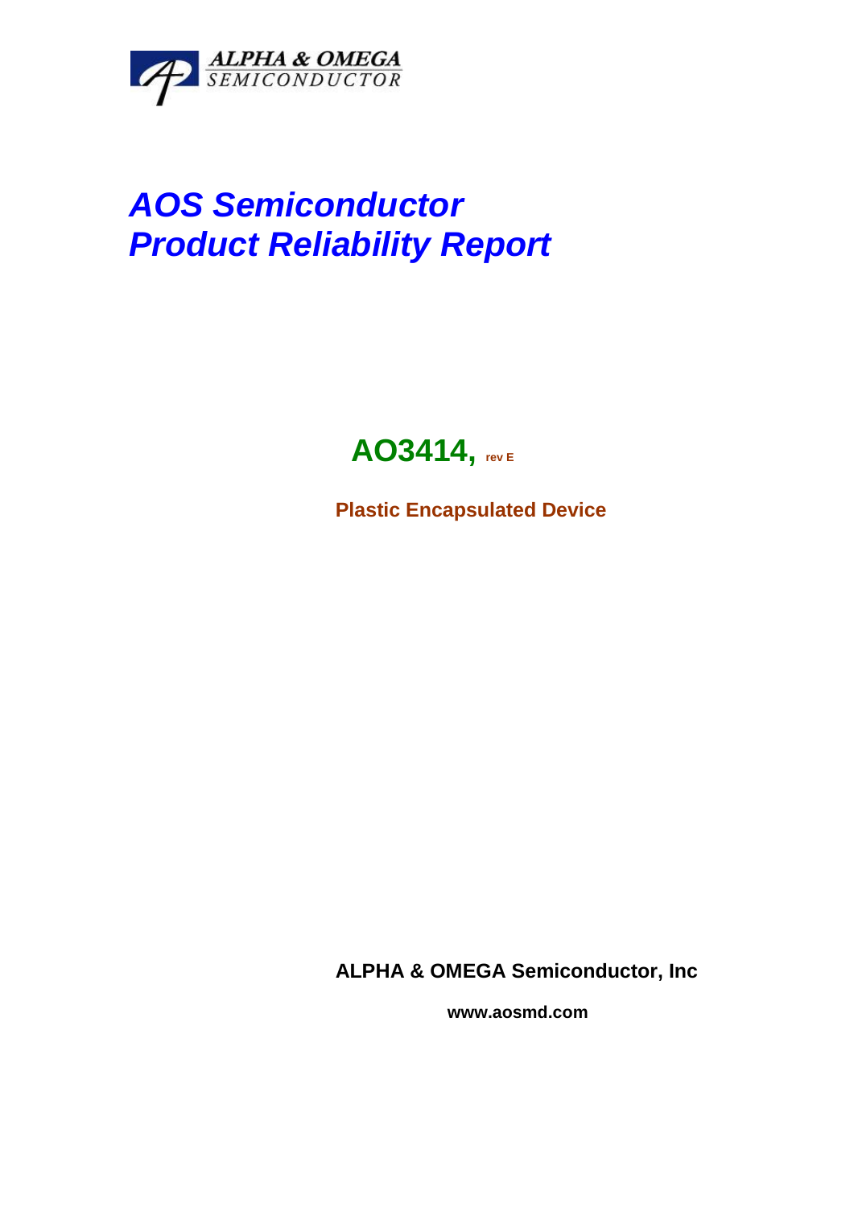ALPHA & OMEGA
SEMICONDUCTOR

# AOS Semiconductor
# Product Reliability Report

## AO3414, rev E

**Plastic Encapsulated Device**

**ALPHA & OMEGA Semiconductor, Inc**

**www.aosmd.com**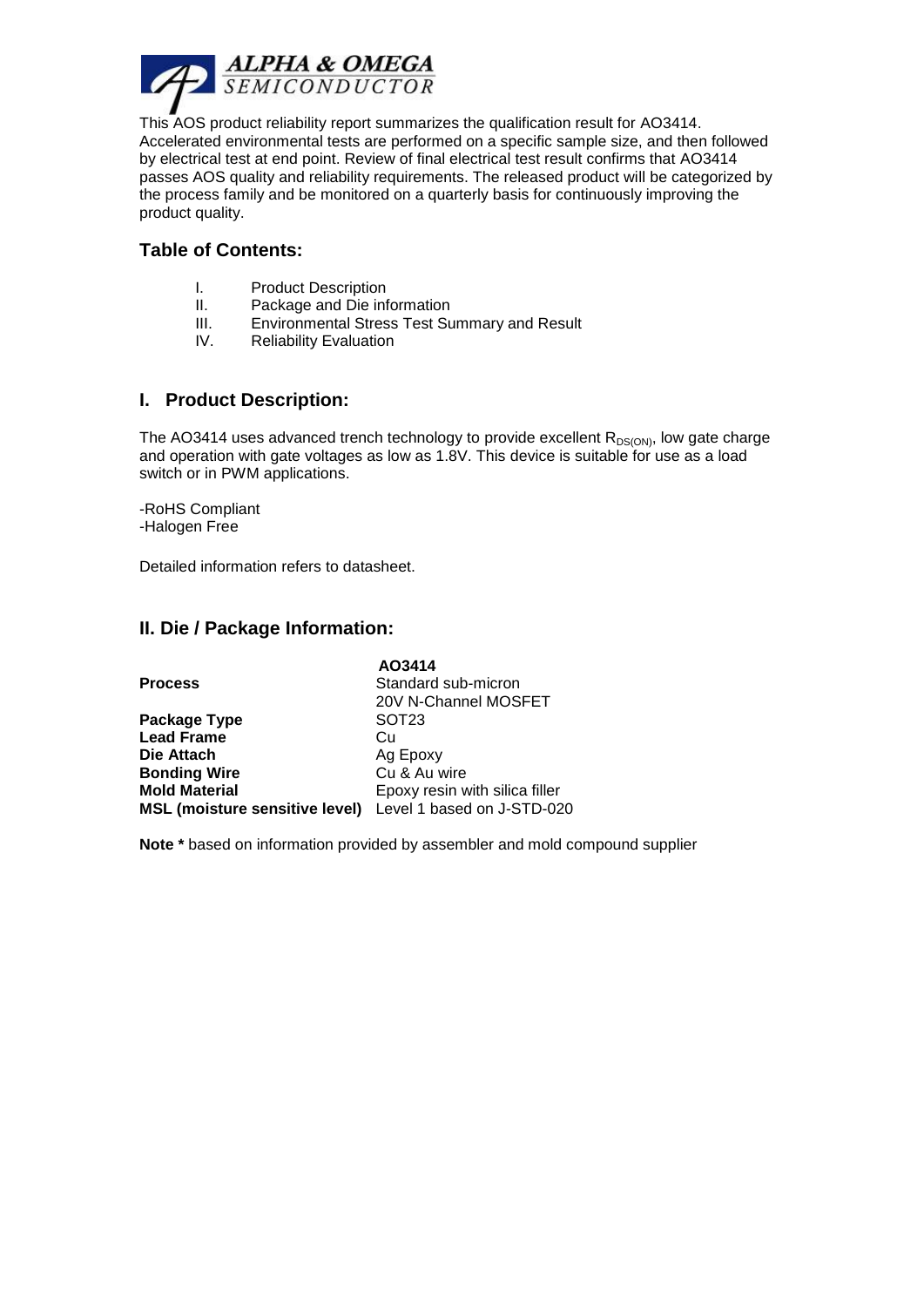This AOS product reliability report summarizes the qualification result for AO3414. Accelerated environmental tests are performed on a specific sample size, and then followed by electrical test at end point. Review of final electrical test result confirms that AO3414 passes AOS quality and reliability requirements. The released product will be categorized by the process family and be monitored on a quarterly basis for continuously improving the product quality.

## Table of Contents:

I. Product Description
II. Package and Die information
III. Environmental Stress Test Summary and Result
IV. Reliability Evaluation

## I. Product Description:

The AO3414 uses advanced trench technology to provide excellent $R_{DS(ON)}$, low gate charge and operation with gate voltages as low as 1.8V. This device is suitable for use as a load switch or in PWM applications.

-RoHS Compliant
-Halogen Free

Detailed information refers to datasheet.

## II. Die / Package Information:

| | AO3414 |
|---|---|
| **Process** | Standard sub-micron 20V N-Channel MOSFET |
| **Package Type** | SOT23 |
| **Lead Frame** | Cu |
| **Die Attach** | Ag Epoxy |
| **Bonding Wire** | Cu & Au wire |
| **Mold Material** | Epoxy resin with silica filler |
| **MSL (moisture sensitive level)** | Level 1 based on J-STD-020 |

**Note *** based on information provided by assembler and mold compound supplier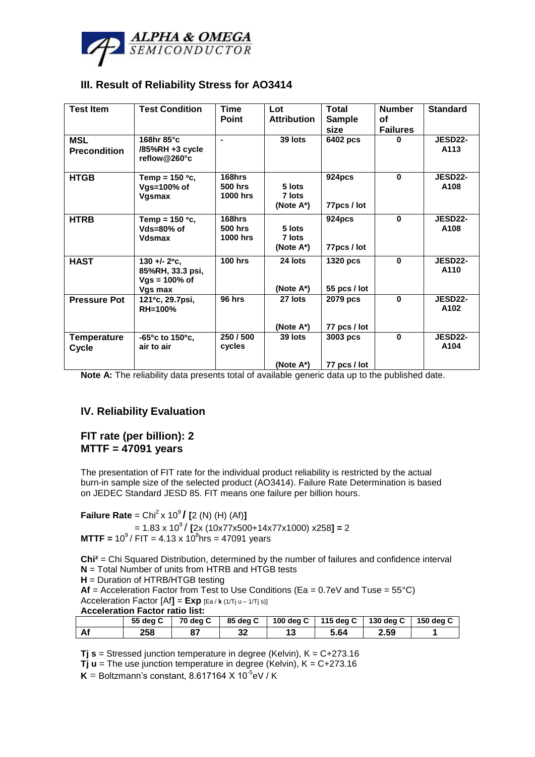## III. Result of Reliability Stress for AO3414

| Test Item | Test Condition | Time Point | Lot Attribution | Total Sample size | Number of Failures | Standard |
|---|---|---|---|---|---|---|
| **MSL Precondition** | **168hr 85°c /85%RH +3 cycle reflow@260°c** | **-** | **39 lots** | **6402 pcs** | **0** | **JESD22-A113** |
| **HTGB** | **Temp = 150 °c, Vgs=100% of Vgsmax** | **168hrs 500 hrs 1000 hrs** | **5 lots 7 lots (Note A*)** | **924pcs 77pcs / lot** | **0** | **JESD22-A108** |
| **HTRB** | **Temp = 150 °c, Vds=80% of Vdsmax** | **168hrs 500 hrs 1000 hrs** | **5 lots 7 lots (Note A*)** | **924pcs 77pcs / lot** | **0** | **JESD22-A108** |
| **HAST** | **130 +/- 2°c, 85%RH, 33.3 psi, Vgs = 100% of Vgs max** | **100 hrs** | **24 lots (Note A*)** | **1320 pcs 55 pcs / lot** | **0** | **JESD22-A110** |
| **Pressure Pot** | **121°c, 29.7psi, RH=100%** | **96 hrs** | **27 lots (Note A*)** | **2079 pcs 77 pcs / lot** | **0** | **JESD22-A102** |
| **Temperature Cycle** | **-65°c to 150°c, air to air** | **250 / 500 cycles** | **39 lots (Note A*)** | **3003 pcs 77 pcs / lot** | **0** | **JESD22-A104** |

**Note A:** The reliability data presents total of available generic data up to the published date.

## IV. Reliability Evaluation

### FIT rate (per billion): 2
### MTTF = 47091 years

The presentation of FIT rate for the individual product reliability is restricted by the actual burn-in sample size of the selected product (AO3414). Failure Rate Determination is based on JEDEC Standard JESD 85. FIT means one failure per billion hours.

**Failure Rate** = $Chi^2 \times 10^9$ **/ [**2 (N) (H) (Af)**]**

= $1.83 \times 10^9$ **/ [**2x (10x77x500+14x77x1000) x258**] =** 2

**MTTF =** $10^9$ / FIT = $4.13 \times 10^8$hrs = 47091 years

**Chi²** = Chi Squared Distribution, determined by the number of failures and confidence interval
**N** = Total Number of units from HTRB and HTGB tests
**H** = Duration of HTRB/HTGB testing
**Af** = Acceleration Factor from Test to Use Conditions (Ea = 0.7eV and Tuse = 55°C)
Acceleration Factor [Af**]** = **Exp** [Ea / **k** (1/Tj u – 1/Tj s)]

**Acceleration Factor ratio list:**

| | 55 deg C | 70 deg C | 85 deg C | 100 deg C | 115 deg C | 130 deg C | 150 deg C |
|---|---|---|---|---|---|---|---|
| **Af** | **258** | **87** | **32** | **13** | **5.64** | **2.59** | **1** |

**Tj s** = Stressed junction temperature in degree (Kelvin), K = C+273.16
**Tj u** = The use junction temperature in degree (Kelvin), K = C+273.16
**K** = Boltzmann's constant, $8.617164 \times 10^{-5}$eV / K